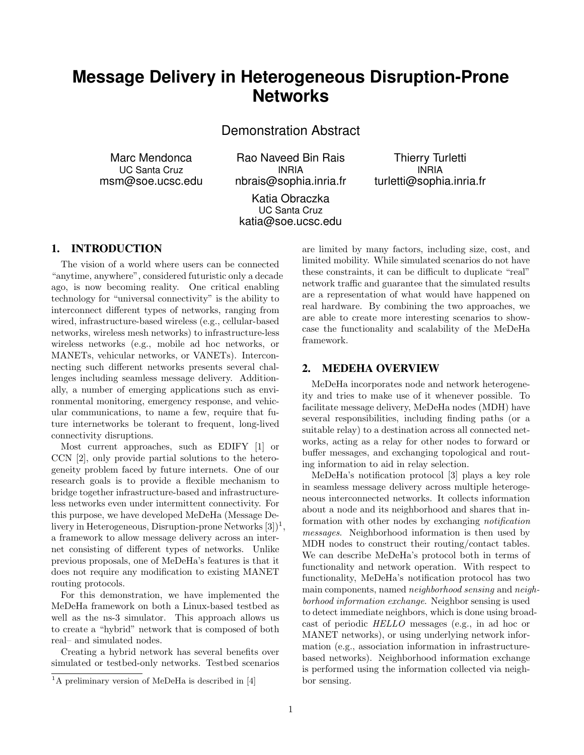# Message Delivery in Heterogeneous Disruption-Prone Networks

Demonstration Abstract

Marc Mendonca
UC Santa Cruz
msm@soe.ucsc.edu

Rao Naveed Bin Rais
INRIA
nbrais@sophia.inria.fr

Thierry Turletti
INRIA
turletti@sophia.inria.fr

Katia Obraczka
UC Santa Cruz
katia@soe.ucsc.edu

## 1. INTRODUCTION

The vision of a world where users can be connected "anytime, anywhere", considered futuristic only a decade ago, is now becoming reality. One critical enabling technology for "universal connectivity" is the ability to interconnect different types of networks, ranging from wired, infrastructure-based wireless (e.g., cellular-based networks, wireless mesh networks) to infrastructure-less wireless networks (e.g., mobile ad hoc networks, or MANETs, vehicular networks, or VANETs). Interconnecting such different networks presents several challenges including seamless message delivery. Additionally, a number of emerging applications such as environmental monitoring, emergency response, and vehicular communications, to name a few, require that future internetworks be tolerant to frequent, long-lived connectivity disruptions.

Most current approaches, such as EDIFY [1] or CCN [2], only provide partial solutions to the heterogeneity problem faced by future internets. One of our research goals is to provide a flexible mechanism to bridge together infrastructure-based and infrastructure-less networks even under intermittent connectivity. For this purpose, we have developed MeDeHa (Message Delivery in Heterogeneous, Disruption-prone Networks [3])[1], a framework to allow message delivery across an internet consisting of different types of networks. Unlike previous proposals, one of MeDeHa's features is that it does not require any modification to existing MANET routing protocols.

For this demonstration, we have implemented the MeDeHa framework on both a Linux-based testbed as well as the ns-3 simulator. This approach allows us to create a "hybrid" network that is composed of both real– and simulated nodes.

Creating a hybrid network has several benefits over simulated or testbed-only networks. Testbed scenarios are limited by many factors, including size, cost, and limited mobility. While simulated scenarios do not have these constraints, it can be difficult to duplicate "real" network traffic and guarantee that the simulated results are a representation of what would have happened on real hardware. By combining the two approaches, we are able to create more interesting scenarios to showcase the functionality and scalability of the MeDeHa framework.

[1] A preliminary version of MeDeHa is described in [4]

## 2. MEDEHA OVERVIEW

MeDeHa incorporates node and network heterogeneity and tries to make use of it whenever possible. To facilitate message delivery, MeDeHa nodes (MDH) have several responsibilities, including finding paths (or a suitable relay) to a destination across all connected networks, acting as a relay for other nodes to forward or buffer messages, and exchanging topological and routing information to aid in relay selection.

MeDeHa's notification protocol [3] plays a key role in seamless message delivery across multiple heterogeneous interconnected networks. It collects information about a node and its neighborhood and shares that information with other nodes by exchanging *notification messages*. Neighborhood information is then used by MDH nodes to construct their routing/contact tables. We can describe MeDeHa's protocol both in terms of functionality and network operation. With respect to functionality, MeDeHa's notification protocol has two main components, named *neighborhood sensing* and *neighborhood information exchange*. Neighbor sensing is used to detect immediate neighbors, which is done using broadcast of periodic *HELLO* messages (e.g., in ad hoc or MANET networks), or using underlying network information (e.g., association information in infrastructure-based networks). Neighborhood information exchange is performed using the information collected via neighbor sensing.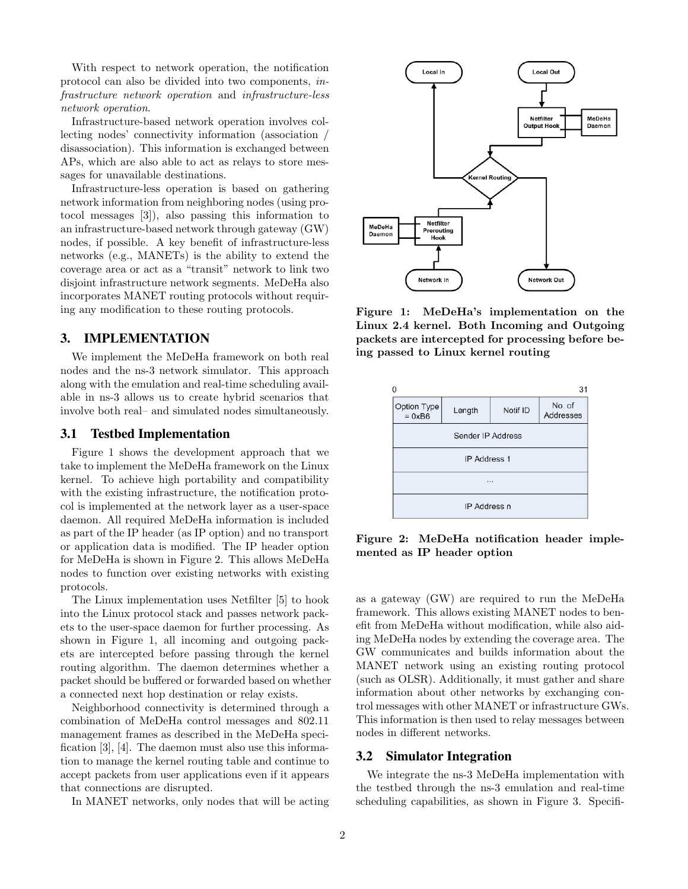With respect to network operation, the notification protocol can also be divided into two components, *infrastructure network operation* and *infrastructure-less network operation*.

Infrastructure-based network operation involves collecting nodes' connectivity information (association / disassociation). This information is exchanged between APs, which are also able to act as relays to store messages for unavailable destinations.

Infrastructure-less operation is based on gathering network information from neighboring nodes (using protocol messages [3]), also passing this information to an infrastructure-based network through gateway (GW) nodes, if possible. A key benefit of infrastructure-less networks (e.g., MANETs) is the ability to extend the coverage area or act as a "transit" network to link two disjoint infrastructure network segments. MeDeHa also incorporates MANET routing protocols without requiring any modification to these routing protocols.

## 3. IMPLEMENTATION

We implement the MeDeHa framework on both real nodes and the ns-3 network simulator. This approach along with the emulation and real-time scheduling available in ns-3 allows us to create hybrid scenarios that involve both real– and simulated nodes simultaneously.

### 3.1 Testbed Implementation

Figure 1 shows the development approach that we take to implement the MeDeHa framework on the Linux kernel. To achieve high portability and compatibility with the existing infrastructure, the notification protocol is implemented at the network layer as a user-space daemon. All required MeDeHa information is included as part of the IP header (as IP option) and no transport or application data is modified. The IP header option for MeDeHa is shown in Figure 2. This allows MeDeHa nodes to function over existing networks with existing protocols.

The Linux implementation uses Netfilter [5] to hook into the Linux protocol stack and passes network packets to the user-space daemon for further processing. As shown in Figure 1, all incoming and outgoing packets are intercepted before passing through the kernel routing algorithm. The daemon determines whether a packet should be buffered or forwarded based on whether a connected next hop destination or relay exists.

Neighborhood connectivity is determined through a combination of MeDeHa control messages and 802.11 management frames as described in the MeDeHa specification [3], [4]. The daemon must also use this information to manage the kernel routing table and continue to accept packets from user applications even if it appears that connections are disrupted.

In MANET networks, only nodes that will be acting

Local In
Local Out
Netfilter Output Hook
MeDeHa Daemon
Kernel Routing
MeDeHa Daemon
Netfilter Prerouting Hook
Network In
Network Out

**Figure 1: MeDeHa's implementation on the Linux 2.4 kernel. Both Incoming and Outgoing packets are intercepted for processing before being passed to Linux kernel routing**

0
31
Option Type = 0xB6
Length
Notif ID
No. of Addresses
Sender IP Address
IP Address 1
...
IP Address n

**Figure 2: MeDeHa notification header implemented as IP header option**

as a gateway (GW) are required to run the MeDeHa framework. This allows existing MANET nodes to benefit from MeDeHa without modification, while also aiding MeDeHa nodes by extending the coverage area. The GW communicates and builds information about the MANET network using an existing routing protocol (such as OLSR). Additionally, it must gather and share information about other networks by exchanging control messages with other MANET or infrastructure GWs. This information is then used to relay messages between nodes in different networks.

### 3.2 Simulator Integration

We integrate the ns-3 MeDeHa implementation with the testbed through the ns-3 emulation and real-time scheduling capabilities, as shown in Figure 3. Specifi-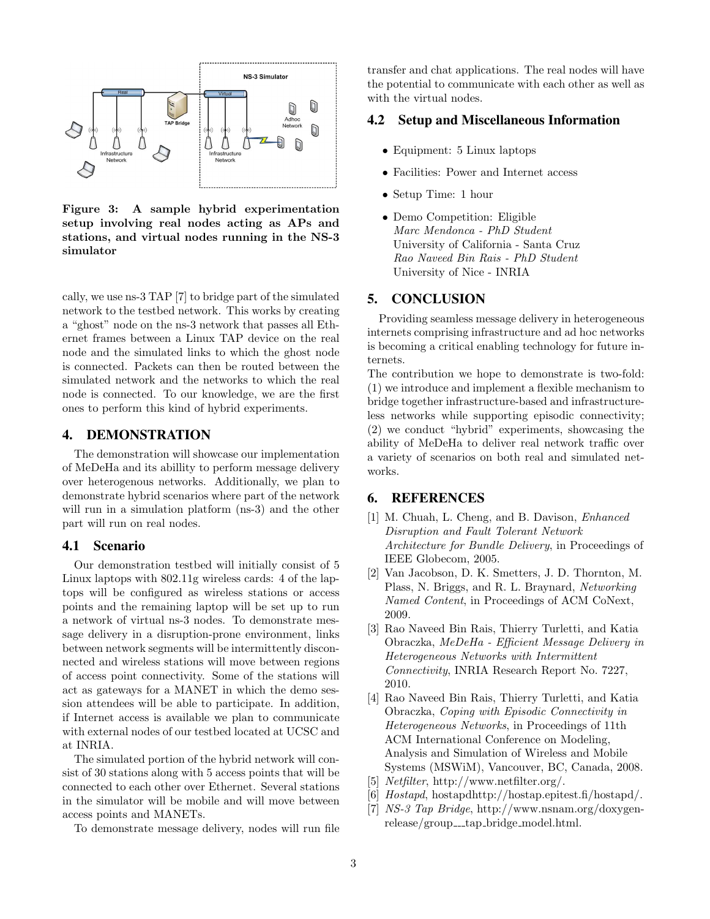NS-3 Simulator

Real

Virtual

TAP Bridge

Adhoc Network

Infrastructure Network

Infrastructure Network

**Figure 3: A sample hybrid experimentation setup involving real nodes acting as APs and stations, and virtual nodes running in the NS-3 simulator**

cally, we use ns-3 TAP [7] to bridge part of the simulated network to the testbed network. This works by creating a "ghost" node on the ns-3 network that passes all Ethernet frames between a Linux TAP device on the real node and the simulated links to which the ghost node is connected. Packets can then be routed between the simulated network and the networks to which the real node is connected. To our knowledge, we are the first ones to perform this kind of hybrid experiments.

## 4. DEMONSTRATION

The demonstration will showcase our implementation of MeDeHa and its abillity to perform message delivery over heterogenous networks. Additionally, we plan to demonstrate hybrid scenarios where part of the network will run in a simulation platform (ns-3) and the other part will run on real nodes.

### 4.1 Scenario

Our demonstration testbed will initially consist of 5 Linux laptops with 802.11g wireless cards: 4 of the laptops will be configured as wireless stations or access points and the remaining laptop will be set up to run a network of virtual ns-3 nodes. To demonstrate message delivery in a disruption-prone environment, links between network segments will be intermittently disconnected and wireless stations will move between regions of access point connectivity. Some of the stations will act as gateways for a MANET in which the demo session attendees will be able to participate. In addition, if Internet access is available we plan to communicate with external nodes of our testbed located at UCSC and at INRIA.

The simulated portion of the hybrid network will consist of 30 stations along with 5 access points that will be connected to each other over Ethernet. Several stations in the simulator will be mobile and will move between access points and MANETs.

To demonstrate message delivery, nodes will run file transfer and chat applications. The real nodes will have the potential to communicate with each other as well as with the virtual nodes.

### 4.2 Setup and Miscellaneous Information

- Equipment: 5 Linux laptops
- Facilities: Power and Internet access
- Setup Time: 1 hour
- Demo Competition: Eligible
  *Marc Mendonca - PhD Student*
  University of California - Santa Cruz
  *Rao Naveed Bin Rais - PhD Student*
  University of Nice - INRIA

## 5. CONCLUSION

Providing seamless message delivery in heterogeneous internets comprising infrastructure and ad hoc networks is becoming a critical enabling technology for future internets.

The contribution we hope to demonstrate is two-fold: (1) we introduce and implement a flexible mechanism to bridge together infrastructure-based and infrastructure-less networks while supporting episodic connectivity; (2) we conduct "hybrid" experiments, showcasing the ability of MeDeHa to deliver real network traffic over a variety of scenarios on both real and simulated networks.

## 6. REFERENCES

[1] M. Chuah, L. Cheng, and B. Davison, *Enhanced Disruption and Fault Tolerant Network Architecture for Bundle Delivery*, in Proceedings of IEEE Globecom, 2005.

[2] Van Jacobson, D. K. Smetters, J. D. Thornton, M. Plass, N. Briggs, and R. L. Braynard, *Networking Named Content*, in Proceedings of ACM CoNext, 2009.

[3] Rao Naveed Bin Rais, Thierry Turletti, and Katia Obraczka, *MeDeHa - Efficient Message Delivery in Heterogeneous Networks with Intermittent Connectivity*, INRIA Research Report No. 7227, 2010.

[4] Rao Naveed Bin Rais, Thierry Turletti, and Katia Obraczka, *Coping with Episodic Connectivity in Heterogeneous Networks*, in Proceedings of 11th ACM International Conference on Modeling, Analysis and Simulation of Wireless and Mobile Systems (MSWiM), Vancouver, BC, Canada, 2008.

[5] *Netfilter*, http://www.netfilter.org/.

[6] *Hostapd*, hostapdhttp://hostap.epitest.fi/hostapd/.

[7] *NS-3 Tap Bridge*, http://www.nsnam.org/doxygen-release/group___tap_bridge_model.html.